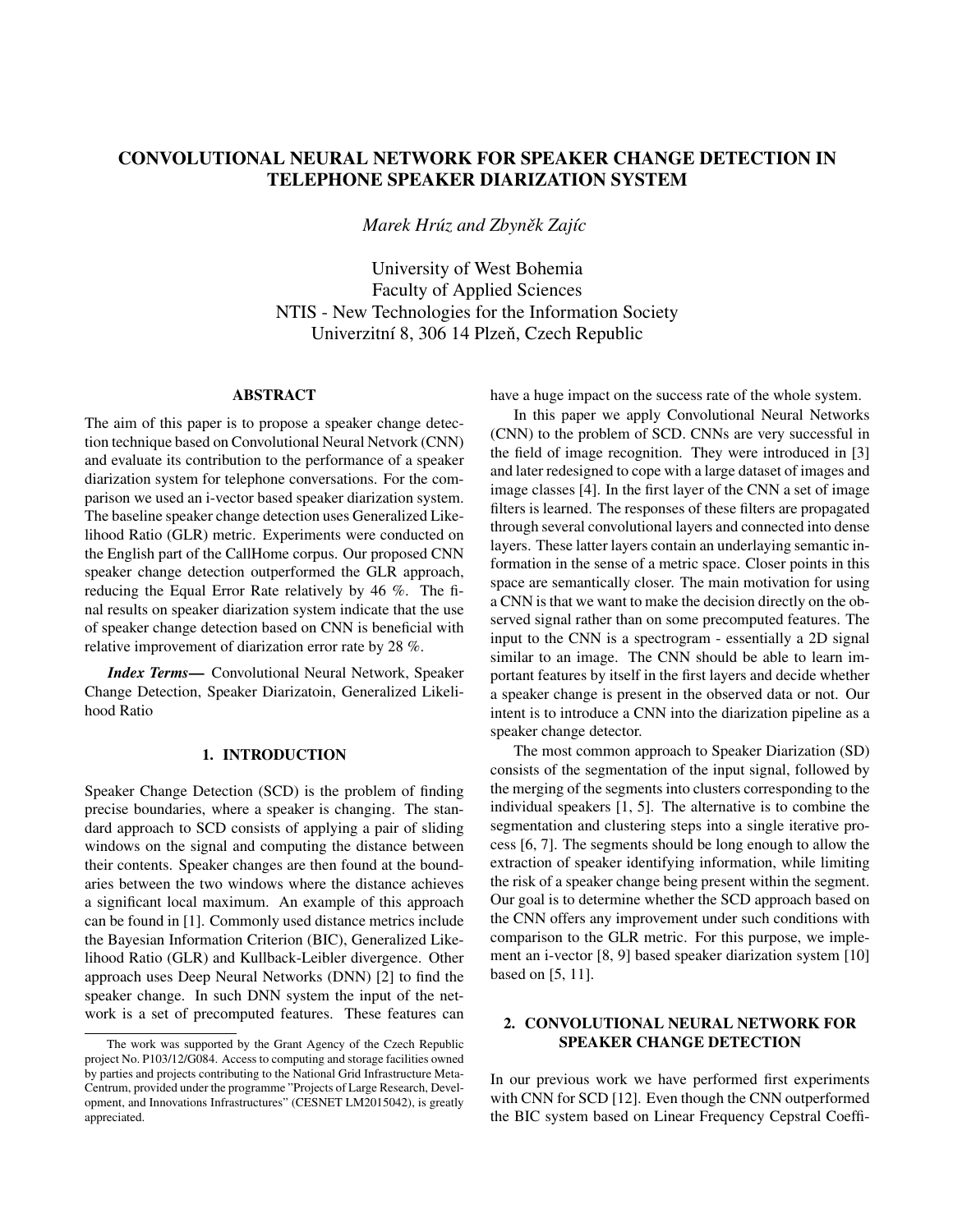# CONVOLUTIONAL NEURAL NETWORK FOR SPEAKER CHANGE DETECTION IN TELEPHONE SPEAKER DIARIZATION SYSTEM

*Marek Hrúz and Zbyněk Zajíc*

University of West Bohemia
Faculty of Applied Sciences
NTIS - New Technologies for the Information Society
Univerzitní 8, 306 14 Plzeň, Czech Republic

## ABSTRACT

The aim of this paper is to propose a speaker change detection technique based on Convolutional Neural Netvork (CNN) and evaluate its contribution to the performance of a speaker diarization system for telephone conversations. For the comparison we used an i-vector based speaker diarization system. The baseline speaker change detection uses Generalized Likelihood Ratio (GLR) metric. Experiments were conducted on the English part of the CallHome corpus. Our proposed CNN speaker change detection outperformed the GLR approach, reducing the Equal Error Rate relatively by 46 %. The final results on speaker diarization system indicate that the use of speaker change detection based on CNN is beneficial with relative improvement of diarization error rate by 28 %.

***Index Terms*—** Convolutional Neural Network, Speaker Change Detection, Speaker Diarizatoin, Generalized Likelihood Ratio

## 1. INTRODUCTION

Speaker Change Detection (SCD) is the problem of finding precise boundaries, where a speaker is changing. The standard approach to SCD consists of applying a pair of sliding windows on the signal and computing the distance between their contents. Speaker changes are then found at the boundaries between the two windows where the distance achieves a significant local maximum. An example of this approach can be found in [1]. Commonly used distance metrics include the Bayesian Information Criterion (BIC), Generalized Likelihood Ratio (GLR) and Kullback-Leibler divergence. Other approach uses Deep Neural Networks (DNN) [2] to find the speaker change. In such DNN system the input of the network is a set of precomputed features. These features can have a huge impact on the success rate of the whole system.

In this paper we apply Convolutional Neural Networks (CNN) to the problem of SCD. CNNs are very successful in the field of image recognition. They were introduced in [3] and later redesigned to cope with a large dataset of images and image classes [4]. In the first layer of the CNN a set of image filters is learned. The responses of these filters are propagated through several convolutional layers and connected into dense layers. These latter layers contain an underlaying semantic information in the sense of a metric space. Closer points in this space are semantically closer. The main motivation for using a CNN is that we want to make the decision directly on the observed signal rather than on some precomputed features. The input to the CNN is a spectrogram - essentially a 2D signal similar to an image. The CNN should be able to learn important features by itself in the first layers and decide whether a speaker change is present in the observed data or not. Our intent is to introduce a CNN into the diarization pipeline as a speaker change detector.

The most common approach to Speaker Diarization (SD) consists of the segmentation of the input signal, followed by the merging of the segments into clusters corresponding to the individual speakers [1, 5]. The alternative is to combine the segmentation and clustering steps into a single iterative process [6, 7]. The segments should be long enough to allow the extraction of speaker identifying information, while limiting the risk of a speaker change being present within the segment. Our goal is to determine whether the SCD approach based on the CNN offers any improvement under such conditions with comparison to the GLR metric. For this purpose, we implement an i-vector [8, 9] based speaker diarization system [10] based on [5, 11].

## 2. CONVOLUTIONAL NEURAL NETWORK FOR SPEAKER CHANGE DETECTION

In our previous work we have performed first experiments with CNN for SCD [12]. Even though the CNN outperformed the BIC system based on Linear Frequency Cepstral Coeffi-

The work was supported by the Grant Agency of the Czech Republic project No. P103/12/G084. Access to computing and storage facilities owned by parties and projects contributing to the National Grid Infrastructure MetaCentrum, provided under the programme "Projects of Large Research, Development, and Innovations Infrastructures" (CESNET LM2015042), is greatly appreciated.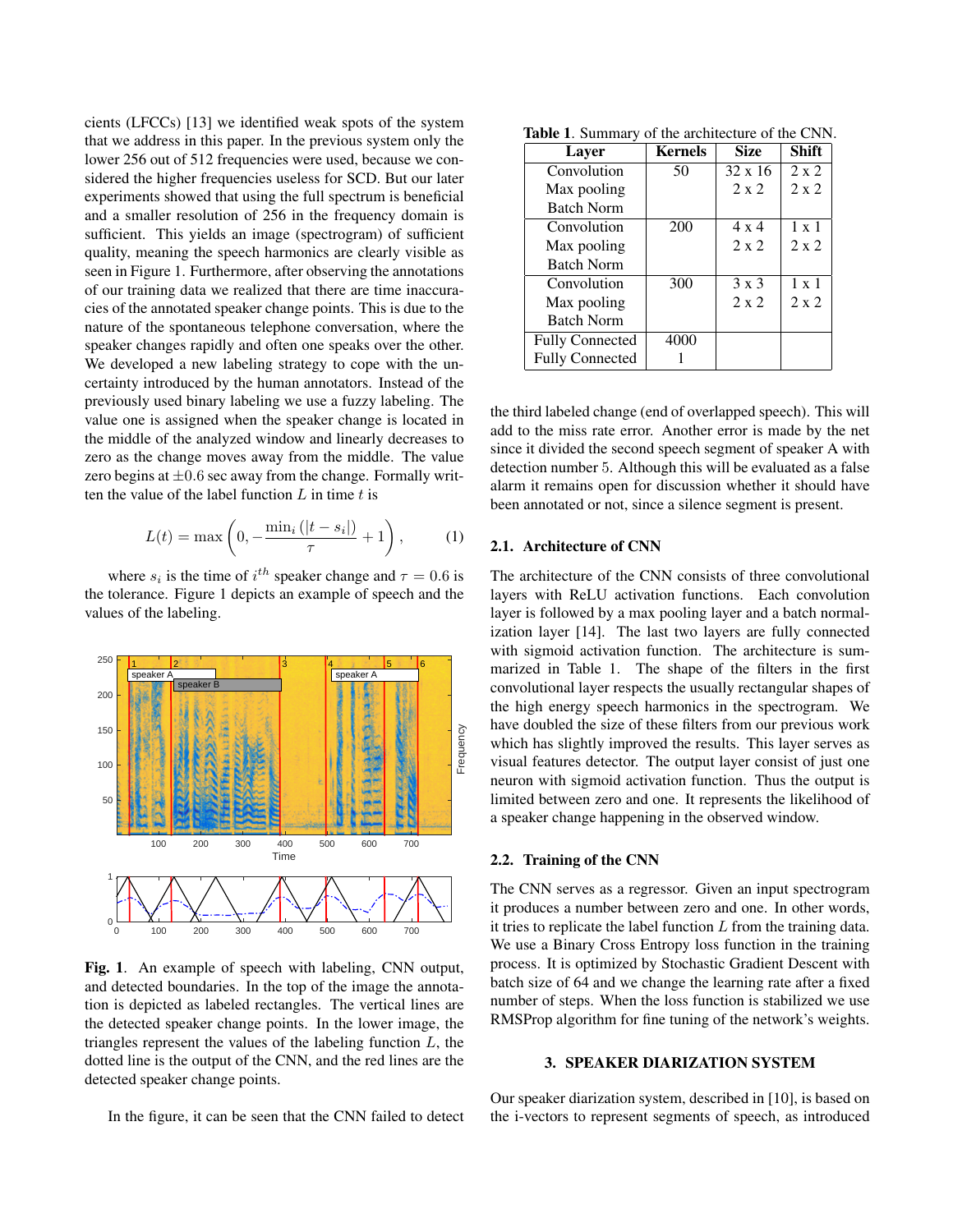cients (LFCCs) [13] we identified weak spots of the system that we address in this paper. In the previous system only the lower 256 out of 512 frequencies were used, because we considered the higher frequencies useless for SCD. But our later experiments showed that using the full spectrum is beneficial and a smaller resolution of 256 in the frequency domain is sufficient. This yields an image (spectrogram) of sufficient quality, meaning the speech harmonics are clearly visible as seen in Figure 1. Furthermore, after observing the annotations of our training data we realized that there are time inaccuracies of the annotated speaker change points. This is due to the nature of the spontaneous telephone conversation, where the speaker changes rapidly and often one speaks over the other. We developed a new labeling strategy to cope with the uncertainty introduced by the human annotators. Instead of the previously used binary labeling we use a fuzzy labeling. The value one is assigned when the speaker change is located in the middle of the analyzed window and linearly decreases to zero as the change moves away from the middle. The value zero begins at $\pm 0.6$ sec away from the change. Formally written the value of the label function $L$ in time $t$ is

$$L(t) = \max\left(0, -\frac{\min_i(|t - s_i|)}{\tau} + 1\right), \qquad (1)$$

where $s_i$ is the time of $i^{th}$ speaker change and $\tau = 0.6$ is the tolerance. Figure 1 depicts an example of speech and the values of the labeling.

**Fig. 1**. An example of speech with labeling, CNN output, and detected boundaries. In the top of the image the annotation is depicted as labeled rectangles. The vertical lines are the detected speaker change points. In the lower image, the triangles represent the values of the labeling function $L$, the dotted line is the output of the CNN, and the red lines are the detected speaker change points.

In the figure, it can be seen that the CNN failed to detect the third labeled change (end of overlapped speech). This will add to the miss rate error. Another error is made by the net since it divided the second speech segment of speaker A with detection number 5. Although this will be evaluated as a false alarm it remains open for discussion whether it should have been annotated or not, since a silence segment is present.

**Table 1**. Summary of the architecture of the CNN.

| Layer | Kernels | Size | Shift |
|---|---|---|---|
| Convolution | 50 | 32 x 16 | 2 x 2 |
| Max pooling | | 2 x 2 | 2 x 2 |
| Batch Norm | | | |
| Convolution | 200 | 4 x 4 | 1 x 1 |
| Max pooling | | 2 x 2 | 2 x 2 |
| Batch Norm | | | |
| Convolution | 300 | 3 x 3 | 1 x 1 |
| Max pooling | | 2 x 2 | 2 x 2 |
| Batch Norm | | | |
| Fully Connected | 4000 | | |
| Fully Connected | 1 | | |

### 2.1. Architecture of CNN

The architecture of the CNN consists of three convolutional layers with ReLU activation functions. Each convolution layer is followed by a max pooling layer and a batch normalization layer [14]. The last two layers are fully connected with sigmoid activation function. The architecture is summarized in Table 1. The shape of the filters in the first convolutional layer respects the usually rectangular shapes of the high energy speech harmonics in the spectrogram. We have doubled the size of these filters from our previous work which has slightly improved the results. This layer serves as visual features detector. The output layer consist of just one neuron with sigmoid activation function. Thus the output is limited between zero and one. It represents the likelihood of a speaker change happening in the observed window.

### 2.2. Training of the CNN

The CNN serves as a regressor. Given an input spectrogram it produces a number between zero and one. In other words, it tries to replicate the label function $L$ from the training data. We use a Binary Cross Entropy loss function in the training process. It is optimized by Stochastic Gradient Descent with batch size of 64 and we change the learning rate after a fixed number of steps. When the loss function is stabilized we use RMSProp algorithm for fine tuning of the network's weights.

## 3. SPEAKER DIARIZATION SYSTEM

Our speaker diarization system, described in [10], is based on the i-vectors to represent segments of speech, as introduced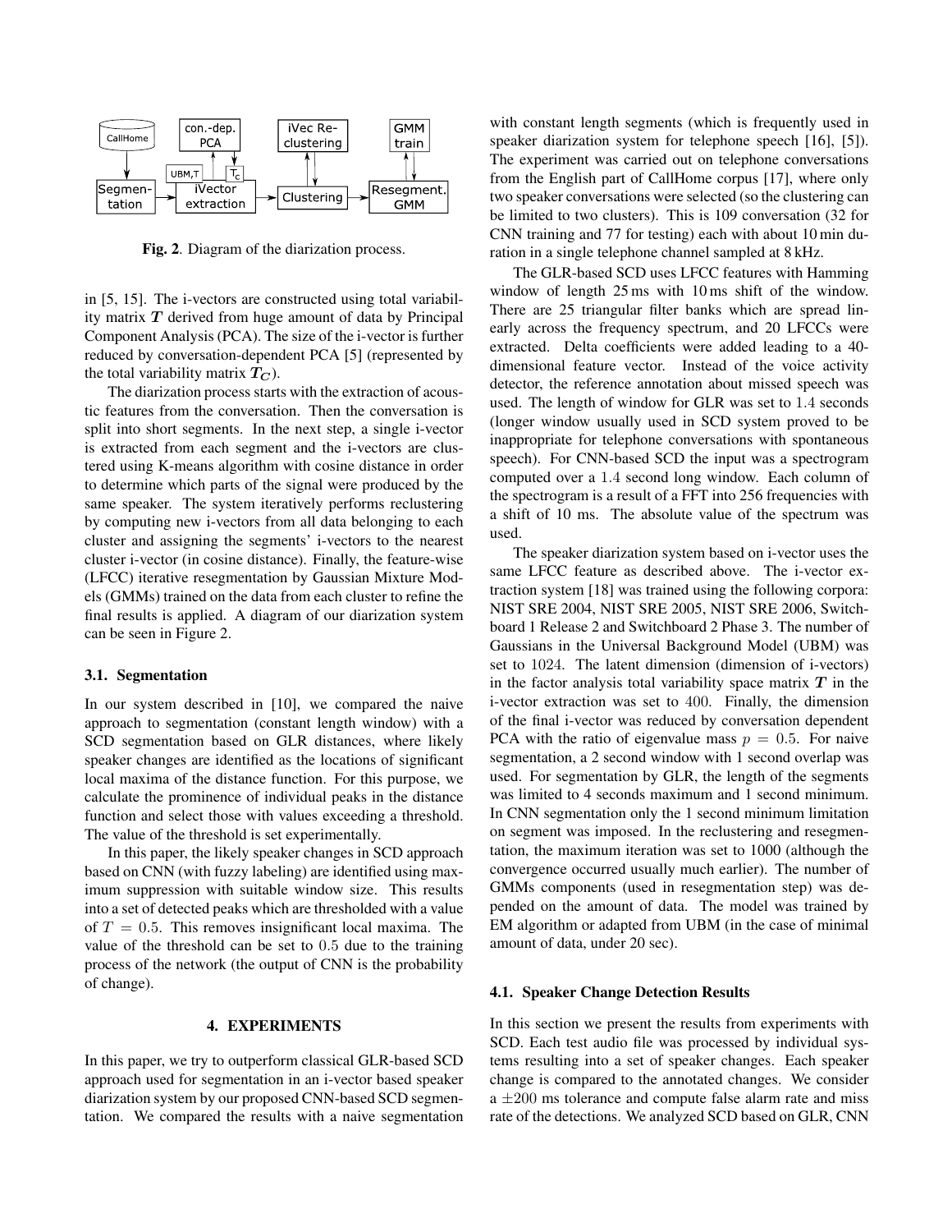Fig. 2. Diagram of the diarization process.

in [5, 15]. The i-vectors are constructed using total variability matrix $\boldsymbol{T}$ derived from huge amount of data by Principal Component Analysis (PCA). The size of the i-vector is further reduced by conversation-dependent PCA [5] (represented by the total variability matrix $\boldsymbol{T_C}$).

The diarization process starts with the extraction of acoustic features from the conversation. Then the conversation is split into short segments. In the next step, a single i-vector is extracted from each segment and the i-vectors are clustered using K-means algorithm with cosine distance in order to determine which parts of the signal were produced by the same speaker. The system iteratively performs reclustering by computing new i-vectors from all data belonging to each cluster and assigning the segments' i-vectors to the nearest cluster i-vector (in cosine distance). Finally, the feature-wise (LFCC) iterative resegmentation by Gaussian Mixture Models (GMMs) trained on the data from each cluster to refine the final results is applied. A diagram of our diarization system can be seen in Figure 2.

### 3.1. Segmentation

In our system described in [10], we compared the naive approach to segmentation (constant length window) with a SCD segmentation based on GLR distances, where likely speaker changes are identified as the locations of significant local maxima of the distance function. For this purpose, we calculate the prominence of individual peaks in the distance function and select those with values exceeding a threshold. The value of the threshold is set experimentally.

In this paper, the likely speaker changes in SCD approach based on CNN (with fuzzy labeling) are identified using maximum suppression with suitable window size. This results into a set of detected peaks which are thresholded with a value of $T = 0.5$. This removes insignificant local maxima. The value of the threshold can be set to $0.5$ due to the training process of the network (the output of CNN is the probability of change).

## 4. EXPERIMENTS

In this paper, we try to outperform classical GLR-based SCD approach used for segmentation in an i-vector based speaker diarization system by our proposed CNN-based SCD segmentation. We compared the results with a naive segmentation with constant length segments (which is frequently used in speaker diarization system for telephone speech [16], [5]). The experiment was carried out on telephone conversations from the English part of CallHome corpus [17], where only two speaker conversations were selected (so the clustering can be limited to two clusters). This is 109 conversation (32 for CNN training and 77 for testing) each with about 10 min duration in a single telephone channel sampled at 8 kHz.

The GLR-based SCD uses LFCC features with Hamming window of length 25 ms with 10 ms shift of the window. There are 25 triangular filter banks which are spread linearly across the frequency spectrum, and 20 LFCCs were extracted. Delta coefficients were added leading to a 40-dimensional feature vector. Instead of the voice activity detector, the reference annotation about missed speech was used. The length of window for GLR was set to $1.4$ seconds (longer window usually used in SCD system proved to be inappropriate for telephone conversations with spontaneous speech). For CNN-based SCD the input was a spectrogram computed over a $1.4$ second long window. Each column of the spectrogram is a result of a FFT into 256 frequencies with a shift of 10 ms. The absolute value of the spectrum was used.

The speaker diarization system based on i-vector uses the same LFCC feature as described above. The i-vector extraction system [18] was trained using the following corpora: NIST SRE 2004, NIST SRE 2005, NIST SRE 2006, Switchboard 1 Release 2 and Switchboard 2 Phase 3. The number of Gaussians in the Universal Background Model (UBM) was set to $1024$. The latent dimension (dimension of i-vectors) in the factor analysis total variability space matrix $\boldsymbol{T}$ in the i-vector extraction was set to $400$. Finally, the dimension of the final i-vector was reduced by conversation dependent PCA with the ratio of eigenvalue mass $p = 0.5$. For naive segmentation, a 2 second window with 1 second overlap was used. For segmentation by GLR, the length of the segments was limited to 4 seconds maximum and 1 second minimum. In CNN segmentation only the 1 second minimum limitation on segment was imposed. In the reclustering and resegmentation, the maximum iteration was set to 1000 (although the convergence occurred usually much earlier). The number of GMMs components (used in resegmentation step) was depended on the amount of data. The model was trained by EM algorithm or adapted from UBM (in the case of minimal amount of data, under 20 sec).

### 4.1. Speaker Change Detection Results

In this section we present the results from experiments with SCD. Each test audio file was processed by individual systems resulting into a set of speaker changes. Each speaker change is compared to the annotated changes. We consider a $\pm 200$ ms tolerance and compute false alarm rate and miss rate of the detections. We analyzed SCD based on GLR, CNN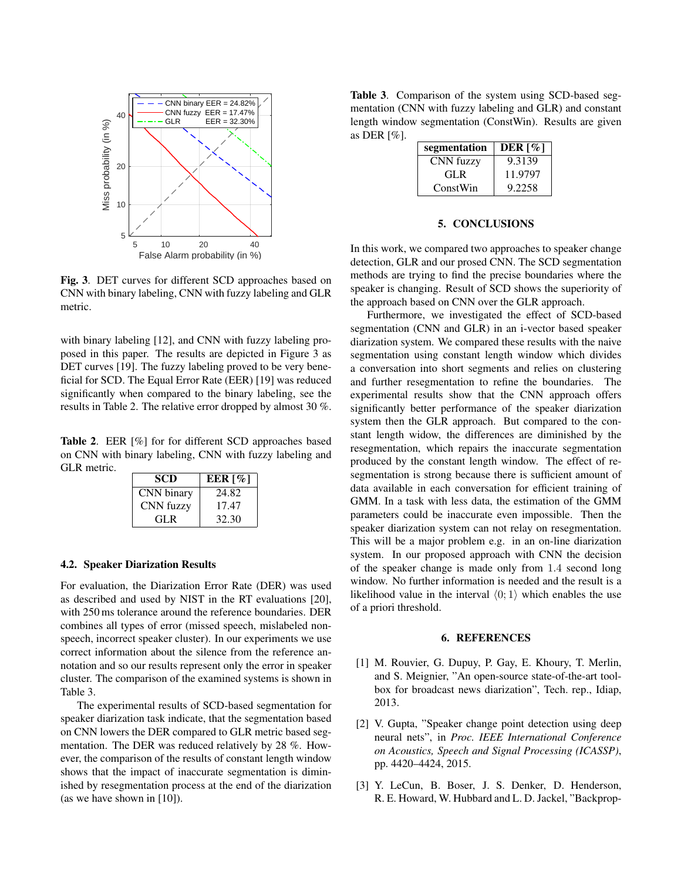**Fig. 3**. DET curves for different SCD approaches based on CNN with binary labeling, CNN with fuzzy labeling and GLR metric.

with binary labeling [12], and CNN with fuzzy labeling proposed in this paper. The results are depicted in Figure 3 as DET curves [19]. The fuzzy labeling proved to be very beneficial for SCD. The Equal Error Rate (EER) [19] was reduced significantly when compared to the binary labeling, see the results in Table 2. The relative error dropped by almost 30 %.

**Table 2**. EER [%] for for different SCD approaches based on CNN with binary labeling, CNN with fuzzy labeling and GLR metric.

| SCD | EER [%] |
|---|---|
| CNN binary | 24.82 |
| CNN fuzzy | 17.47 |
| GLR | 32.30 |

### 4.2. Speaker Diarization Results

For evaluation, the Diarization Error Rate (DER) was used as described and used by NIST in the RT evaluations [20], with 250 ms tolerance around the reference boundaries. DER combines all types of error (missed speech, mislabeled non-speech, incorrect speaker cluster). In our experiments we use correct information about the silence from the reference annotation and so our results represent only the error in speaker cluster. The comparison of the examined systems is shown in Table 3.

The experimental results of SCD-based segmentation for speaker diarization task indicate, that the segmentation based on CNN lowers the DER compared to GLR metric based segmentation. The DER was reduced relatively by 28 %. However, the comparison of the results of constant length window shows that the impact of inaccurate segmentation is diminished by resegmentation process at the end of the diarization (as we have shown in [10]).

**Table 3**. Comparison of the system using SCD-based segmentation (CNN with fuzzy labeling and GLR) and constant length window segmentation (ConstWin). Results are given as DER [%].

| segmentation | DER [%] |
|---|---|
| CNN fuzzy | 9.3139 |
| GLR | 11.9797 |
| ConstWin | 9.2258 |

## 5. CONCLUSIONS

In this work, we compared two approaches to speaker change detection, GLR and our prosed CNN. The SCD segmentation methods are trying to find the precise boundaries where the speaker is changing. Result of SCD shows the superiority of the approach based on CNN over the GLR approach.

Furthermore, we investigated the effect of SCD-based segmentation (CNN and GLR) in an i-vector based speaker diarization system. We compared these results with the naive segmentation using constant length window which divides a conversation into short segments and relies on clustering and further resegmentation to refine the boundaries. The experimental results show that the CNN approach offers significantly better performance of the speaker diarization system then the GLR approach. But compared to the constant length widow, the differences are diminished by the resegmentation, which repairs the inaccurate segmentation produced by the constant length window. The effect of resegmentation is strong because there is sufficient amount of data available in each conversation for efficient training of GMM. In a task with less data, the estimation of the GMM parameters could be inaccurate even impossible. Then the speaker diarization system can not relay on resegmentation. This will be a major problem e.g. in an on-line diarization system. In our proposed approach with CNN the decision of the speaker change is made only from $1.4$ second long window. No further information is needed and the result is a likelihood value in the interval $\langle 0; 1 \rangle$ which enables the use of a priori threshold.

## 6. REFERENCES

[1] M. Rouvier, G. Dupuy, P. Gay, E. Khoury, T. Merlin, and S. Meignier, "An open-source state-of-the-art toolbox for broadcast news diarization", Tech. rep., Idiap, 2013.

[2] V. Gupta, "Speaker change point detection using deep neural nets", in *Proc. IEEE International Conference on Acoustics, Speech and Signal Processing (ICASSP)*, pp. 4420–4424, 2015.

[3] Y. LeCun, B. Boser, J. S. Denker, D. Henderson, R. E. Howard, W. Hubbard and L. D. Jackel, "Backprop-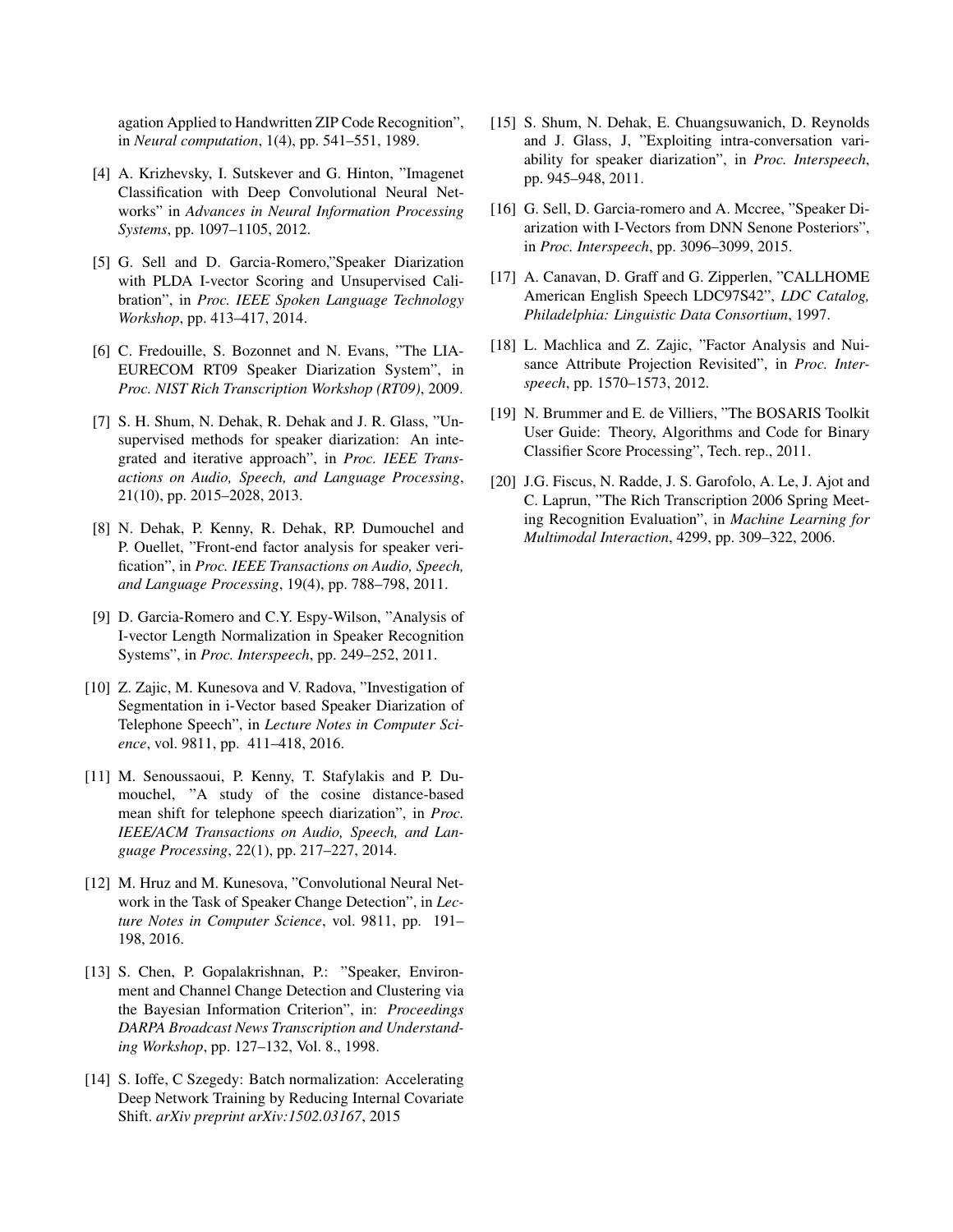agation Applied to Handwritten ZIP Code Recognition", in *Neural computation*, 1(4), pp. 541–551, 1989.

[4] A. Krizhevsky, I. Sutskever and G. Hinton, "Imagenet Classification with Deep Convolutional Neural Networks" in *Advances in Neural Information Processing Systems*, pp. 1097–1105, 2012.

[5] G. Sell and D. Garcia-Romero,"Speaker Diarization with PLDA I-vector Scoring and Unsupervised Calibration", in *Proc. IEEE Spoken Language Technology Workshop*, pp. 413–417, 2014.

[6] C. Fredouille, S. Bozonnet and N. Evans, "The LIA-EURECOM RT09 Speaker Diarization System", in *Proc. NIST Rich Transcription Workshop (RT09)*, 2009.

[7] S. H. Shum, N. Dehak, R. Dehak and J. R. Glass, "Unsupervised methods for speaker diarization: An integrated and iterative approach", in *Proc. IEEE Transactions on Audio, Speech, and Language Processing*, 21(10), pp. 2015–2028, 2013.

[8] N. Dehak, P. Kenny, R. Dehak, RP. Dumouchel and P. Ouellet, "Front-end factor analysis for speaker verification", in *Proc. IEEE Transactions on Audio, Speech, and Language Processing*, 19(4), pp. 788–798, 2011.

[9] D. Garcia-Romero and C.Y. Espy-Wilson, "Analysis of I-vector Length Normalization in Speaker Recognition Systems", in *Proc. Interspeech*, pp. 249–252, 2011.

[10] Z. Zajic, M. Kunesova and V. Radova, "Investigation of Segmentation in i-Vector based Speaker Diarization of Telephone Speech", in *Lecture Notes in Computer Science*, vol. 9811, pp. 411–418, 2016.

[11] M. Senoussaoui, P. Kenny, T. Stafylakis and P. Dumouchel, "A study of the cosine distance-based mean shift for telephone speech diarization", in *Proc. IEEE/ACM Transactions on Audio, Speech, and Language Processing*, 22(1), pp. 217–227, 2014.

[12] M. Hruz and M. Kunesova, "Convolutional Neural Network in the Task of Speaker Change Detection", in *Lecture Notes in Computer Science*, vol. 9811, pp. 191–198, 2016.

[13] S. Chen, P. Gopalakrishnan, P.: "Speaker, Environment and Channel Change Detection and Clustering via the Bayesian Information Criterion", in: *Proceedings DARPA Broadcast News Transcription and Understanding Workshop*, pp. 127–132, Vol. 8., 1998.

[14] S. Ioffe, C Szegedy: Batch normalization: Accelerating Deep Network Training by Reducing Internal Covariate Shift. *arXiv preprint arXiv:1502.03167*, 2015

[15] S. Shum, N. Dehak, E. Chuangsuwanich, D. Reynolds and J. Glass, J, "Exploiting intra-conversation variability for speaker diarization", in *Proc. Interspeech*, pp. 945–948, 2011.

[16] G. Sell, D. Garcia-romero and A. Mccree, "Speaker Diarization with I-Vectors from DNN Senone Posteriors", in *Proc. Interspeech*, pp. 3096–3099, 2015.

[17] A. Canavan, D. Graff and G. Zipperlen, "CALLHOME American English Speech LDC97S42", *LDC Catalog, Philadelphia: Linguistic Data Consortium*, 1997.

[18] L. Machlica and Z. Zajic, "Factor Analysis and Nuisance Attribute Projection Revisited", in *Proc. Interspeech*, pp. 1570–1573, 2012.

[19] N. Brummer and E. de Villiers, "The BOSARIS Toolkit User Guide: Theory, Algorithms and Code for Binary Classifier Score Processing", Tech. rep., 2011.

[20] J.G. Fiscus, N. Radde, J. S. Garofolo, A. Le, J. Ajot and C. Laprun, "The Rich Transcription 2006 Spring Meeting Recognition Evaluation", in *Machine Learning for Multimodal Interaction*, 4299, pp. 309–322, 2006.